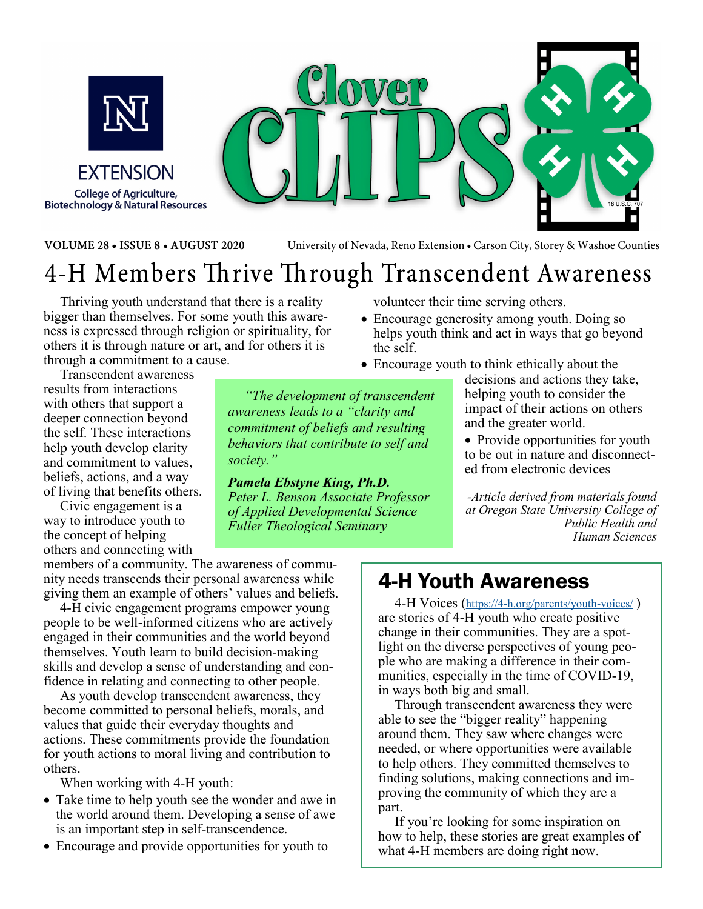EXTENSION

College of Agriculture, Biotechnology & Natural Resources

# Clover CLIPS

VOLUME 28 • ISSUE 8 • AUGUST 2020 — University of Nevada, Reno Extension • Carson City, Storey & Washoe Counties

## 4-H Members Thrive Through Transcendent Awareness

Thriving youth understand that there is a reality bigger than themselves. For some youth this awareness is expressed through religion or spirituality, for others it is through nature or art, and for others it is through a commitment to a cause.

Transcendent awareness results from interactions with others that support a deeper connection beyond the self. These interactions help youth develop clarity and commitment to values, beliefs, actions, and a way of living that benefits others.

Civic engagement is a way to introduce youth to the concept of helping others and connecting with members of a community. The awareness of community needs transcends their personal awareness while giving them an example of others' values and beliefs.

4-H civic engagement programs empower young people to be well-informed citizens who are actively engaged in their communities and the world beyond themselves. Youth learn to build decision-making skills and develop a sense of understanding and confidence in relating and connecting to other people.

As youth develop transcendent awareness, they become committed to personal beliefs, morals, and values that guide their everyday thoughts and actions. These commitments provide the foundation for youth actions to moral living and contribution to others.

When working with 4-H youth:

- Take time to help youth see the wonder and awe in the world around them. Developing a sense of awe is an important step in self-transcendence.
- Encourage and provide opportunities for youth to volunteer their time serving others.
- Encourage generosity among youth. Doing so helps youth think and act in ways that go beyond the self.
- Encourage youth to think ethically about the decisions and actions they take, helping youth to consider the impact of their actions on others and the greater world.
- Provide opportunities for youth to be out in nature and disconnected from electronic devices

> *"The development of transcendent awareness leads to a "clarity and commitment of beliefs and resulting behaviors that contribute to self and society."*
>
> ***Pamela Ebstyne King, Ph.D.***
> *Peter L. Benson Associate Professor of Applied Developmental Science*
> *Fuller Theological Seminary*

*-Article derived from materials found at Oregon State University College of Public Health and Human Sciences*

## 4-H Youth Awareness

4-H Voices (https://4-h.org/parents/youth-voices/ ) are stories of 4-H youth who create positive change in their communities. They are a spotlight on the diverse perspectives of young people who are making a difference in their communities, especially in the time of COVID-19, in ways both big and small.

Through transcendent awareness they were able to see the "bigger reality" happening around them. They saw where changes were needed, or where opportunities were available to help others. They committed themselves to finding solutions, making connections and improving the community of which they are a part.

If you're looking for some inspiration on how to help, these stories are great examples of what 4-H members are doing right now.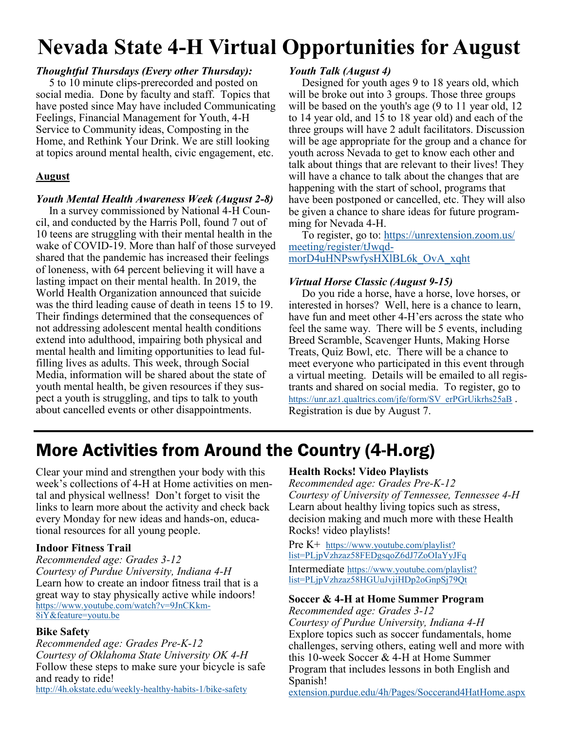# Nevada State 4-H Virtual Opportunities for August

***Thoughtful Thursdays (Every other Thursday):***

5 to 10 minute clips-prerecorded and posted on social media. Done by faculty and staff. Topics that have posted since May have included Communicating Feelings, Financial Management for Youth, 4-H Service to Community ideas, Composting in the Home, and Rethink Your Drink. We are still looking at topics around mental health, civic engagement, etc.

**August**

***Youth Mental Health Awareness Week (August 2-8)***

In a survey commissioned by National 4-H Council, and conducted by the Harris Poll, found 7 out of 10 teens are struggling with their mental health in the wake of COVID-19. More than half of those surveyed shared that the pandemic has increased their feelings of loneness, with 64 percent believing it will have a lasting impact on their mental health. In 2019, the World Health Organization announced that suicide was the third leading cause of death in teens 15 to 19. Their findings determined that the consequences of not addressing adolescent mental health conditions extend into adulthood, impairing both physical and mental health and limiting opportunities to lead fulfilling lives as adults. This week, through Social Media, information will be shared about the state of youth mental health, be given resources if they suspect a youth is struggling, and tips to talk to youth about cancelled events or other disappointments.

***Youth Talk (August 4)***

Designed for youth ages 9 to 18 years old, which will be broke out into 3 groups. Those three groups will be based on the youth's age (9 to 11 year old, 12 to 14 year old, and 15 to 18 year old) and each of the three groups will have 2 adult facilitators. Discussion will be age appropriate for the group and a chance for youth across Nevada to get to know each other and talk about things that are relevant to their lives! They will have a chance to talk about the changes that are happening with the start of school, programs that have been postponed or cancelled, etc. They will also be given a chance to share ideas for future programming for Nevada 4-H.

To register, go to: https://unrextension.zoom.us/meeting/register/tJwqd-morD4uHNPswfysHXlBL6k_OvA_xqht

***Virtual Horse Classic (August 9-15)***

Do you ride a horse, have a horse, love horses, or interested in horses? Well, here is a chance to learn, have fun and meet other 4-H'ers across the state who feel the same way. There will be 5 events, including Breed Scramble, Scavenger Hunts, Making Horse Treats, Quiz Bowl, etc. There will be a chance to meet everyone who participated in this event through a virtual meeting. Details will be emailed to all registrants and shared on social media. To register, go to https://unr.az1.qualtrics.com/jfe/form/SV_erPGrUikrhs25aB . Registration is due by August 7.

# More Activities from Around the Country (4-H.org)

Clear your mind and strengthen your body with this week's collections of 4-H at Home activities on mental and physical wellness! Don't forget to visit the links to learn more about the activity and check back every Monday for new ideas and hands-on, educational resources for all young people.

**Indoor Fitness Trail**
*Recommended age: Grades 3-12*
*Courtesy of Purdue University, Indiana 4-H*
Learn how to create an indoor fitness trail that is a great way to stay physically active while indoors!
https://www.youtube.com/watch?v=9JnCKkm-8iY&feature=youtu.be

**Bike Safety**
*Recommended age: Grades Pre-K-12*
*Courtesy of Oklahoma State University OK 4-H*
Follow these steps to make sure your bicycle is safe and ready to ride!
http://4h.okstate.edu/weekly-healthy-habits-1/bike-safety

**Health Rocks! Video Playlists**
*Recommended age: Grades Pre-K-12*
*Courtesy of University of Tennessee, Tennessee 4-H*
Learn about healthy living topics such as stress, decision making and much more with these Health Rocks! video playlists!

Pre K+ https://www.youtube.com/playlist?list=PLjpVzhzaz58FEDgsqoZ6dJ7ZoOIaYyJFq

Intermediate https://www.youtube.com/playlist?list=PLjpVzhzaz58HGUuJvjiHDp2oGnpSj79Qt

**Soccer & 4-H at Home Summer Program**
*Recommended age: Grades 3-12*
*Courtesy of Purdue University, Indiana 4-H*
Explore topics such as soccer fundamentals, home challenges, serving others, eating well and more with this 10-week Soccer & 4-H at Home Summer Program that includes lessons in both English and Spanish!
extension.purdue.edu/4h/Pages/Soccerand4HatHome.aspx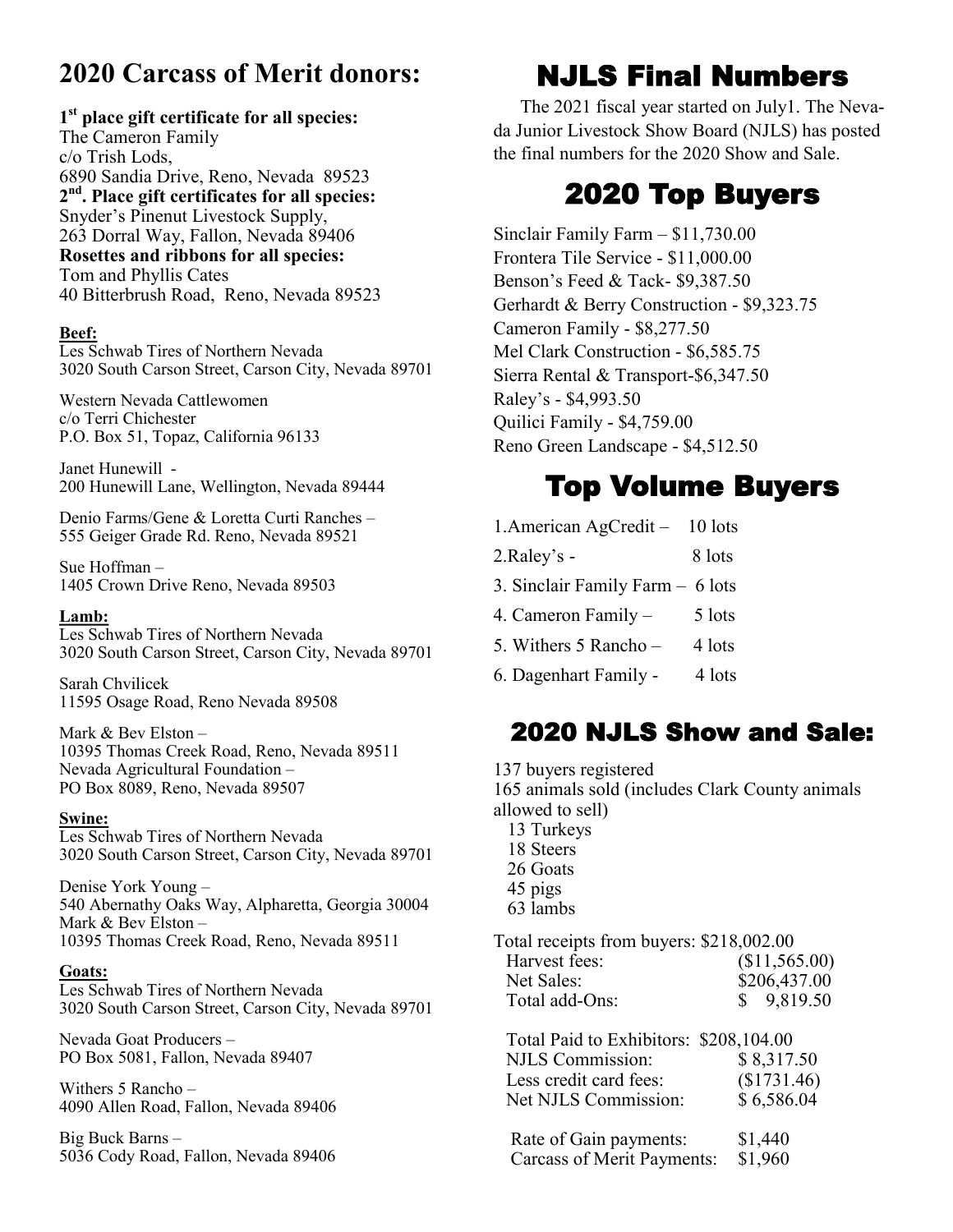## 2020 Carcass of Merit donors:

**1st place gift certificate for all species:**
The Cameron Family
c/o Trish Lods,
6890 Sandia Drive, Reno, Nevada 89523

**2nd. Place gift certificates for all species:**
Snyder's Pinenut Livestock Supply,
263 Dorral Way, Fallon, Nevada 89406

**Rosettes and ribbons for all species:**
Tom and Phyllis Cates
40 Bitterbrush Road, Reno, Nevada 89523

**Beef:**

Les Schwab Tires of Northern Nevada
3020 South Carson Street, Carson City, Nevada 89701

Western Nevada Cattlewomen
c/o Terri Chichester
P.O. Box 51, Topaz, California 96133

Janet Hunewill -
200 Hunewill Lane, Wellington, Nevada 89444

Denio Farms/Gene & Loretta Curti Ranches –
555 Geiger Grade Rd. Reno, Nevada 89521

Sue Hoffman –
1405 Crown Drive Reno, Nevada 89503

**Lamb:**

Les Schwab Tires of Northern Nevada
3020 South Carson Street, Carson City, Nevada 89701

Sarah Chvilicek
11595 Osage Road, Reno Nevada 89508

Mark & Bev Elston –
10395 Thomas Creek Road, Reno, Nevada 89511
Nevada Agricultural Foundation –
PO Box 8089, Reno, Nevada 89507

**Swine:**

Les Schwab Tires of Northern Nevada
3020 South Carson Street, Carson City, Nevada 89701

Denise York Young –
540 Abernathy Oaks Way, Alpharetta, Georgia 30004
Mark & Bev Elston –
10395 Thomas Creek Road, Reno, Nevada 89511

**Goats:**

Les Schwab Tires of Northern Nevada
3020 South Carson Street, Carson City, Nevada 89701

Nevada Goat Producers –
PO Box 5081, Fallon, Nevada 89407

Withers 5 Rancho –
4090 Allen Road, Fallon, Nevada 89406

Big Buck Barns –
5036 Cody Road, Fallon, Nevada 89406

# NJLS Final Numbers

The 2021 fiscal year started on July1. The Nevada Junior Livestock Show Board (NJLS) has posted the final numbers for the 2020 Show and Sale.

## 2020 Top Buyers

Sinclair Family Farm – $11,730.00
Frontera Tile Service - $11,000.00
Benson's Feed & Tack- $9,387.50
Gerhardt & Berry Construction - $9,323.75
Cameron Family - $8,277.50
Mel Clark Construction - $6,585.75
Sierra Rental & Transport-$6,347.50
Raley's - $4,993.50
Quilici Family - $4,759.00
Reno Green Landscape - $4,512.50

## Top Volume Buyers

1. American AgCredit – 10 lots
2. Raley's - 8 lots
3. Sinclair Family Farm – 6 lots
4. Cameron Family – 5 lots
5. Withers 5 Rancho – 4 lots
6. Dagenhart Family - 4 lots

## 2020 NJLS Show and Sale:

137 buyers registered
165 animals sold (includes Clark County animals allowed to sell)

- 13 Turkeys
- 18 Steers
- 26 Goats
- 45 pigs
- 63 lambs

Total receipts from buyers: $218,002.00

| | |
|---|---|
| Harvest fees: | ($11,565.00) |
| Net Sales: | $206,437.00 |
| Total add-Ons: | $ 9,819.50 |

| | |
|---|---|
| Total Paid to Exhibitors: | $208,104.00 |
| NJLS Commission: | $ 8,317.50 |
| Less credit card fees: | ($1731.46) |
| Net NJLS Commission: | $ 6,586.04 |

| | |
|---|---|
| Rate of Gain payments: | $1,440 |
| Carcass of Merit Payments: | $1,960 |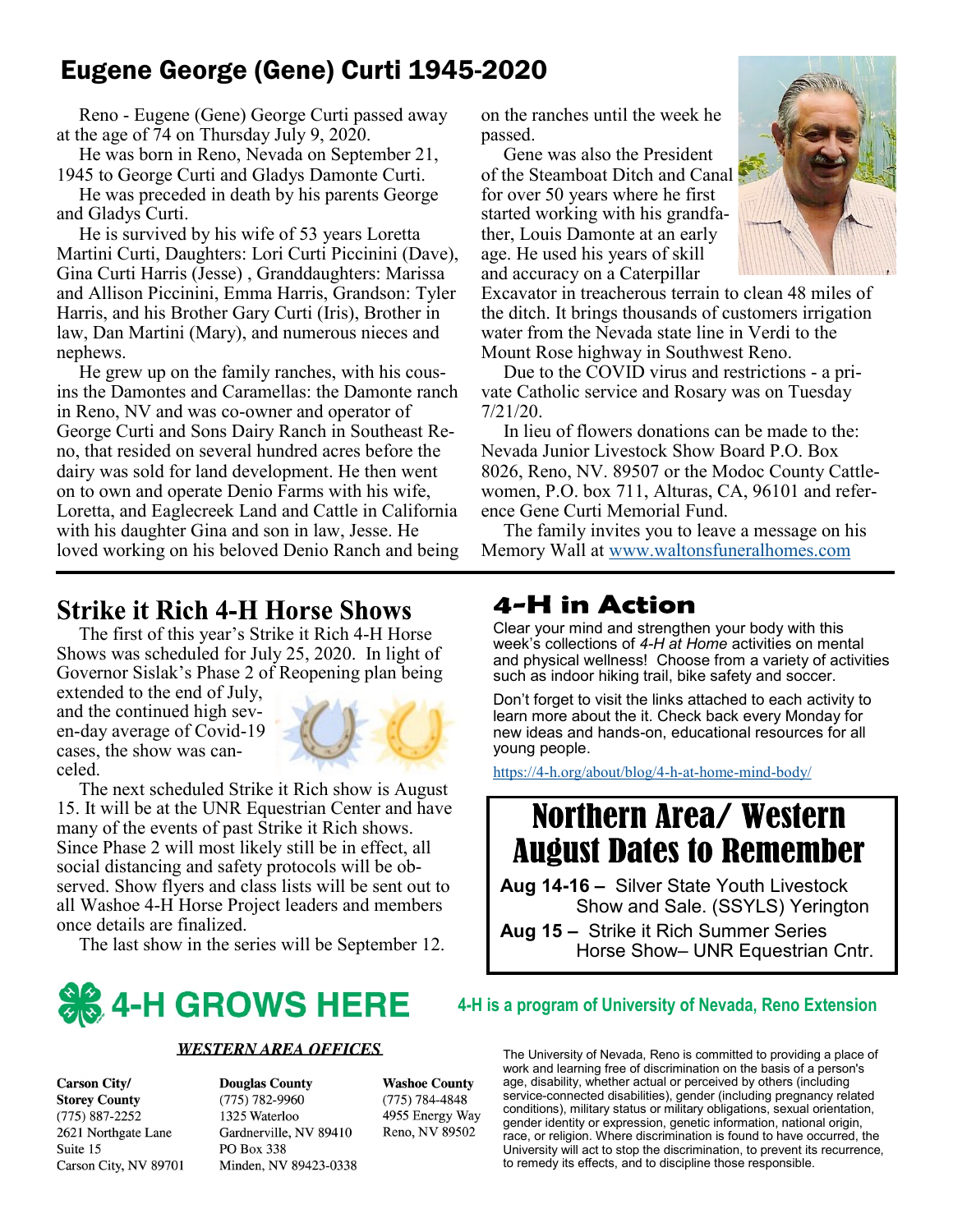# Eugene George (Gene) Curti 1945-2020

Reno - Eugene (Gene) George Curti passed away at the age of 74 on Thursday July 9, 2020.

He was born in Reno, Nevada on September 21, 1945 to George Curti and Gladys Damonte Curti.

He was preceded in death by his parents George and Gladys Curti.

He is survived by his wife of 53 years Loretta Martini Curti, Daughters: Lori Curti Piccinini (Dave), Gina Curti Harris (Jesse) , Granddaughters: Marissa and Allison Piccinini, Emma Harris, Grandson: Tyler Harris, and his Brother Gary Curti (Iris), Brother in law, Dan Martini (Mary), and numerous nieces and nephews.

He grew up on the family ranches, with his cousins the Damontes and Caramellas: the Damonte ranch in Reno, NV and was co-owner and operator of George Curti and Sons Dairy Ranch in Southeast Reno, that resided on several hundred acres before the dairy was sold for land development. He then went on to own and operate Denio Farms with his wife, Loretta, and Eaglecreek Land and Cattle in California with his daughter Gina and son in law, Jesse. He loved working on his beloved Denio Ranch and being on the ranches until the week he passed.

Gene was also the President of the Steamboat Ditch and Canal for over 50 years where he first started working with his grandfather, Louis Damonte at an early age. He used his years of skill and accuracy on a Caterpillar Excavator in treacherous terrain to clean 48 miles of the ditch. It brings thousands of customers irrigation water from the Nevada state line in Verdi to the Mount Rose highway in Southwest Reno.

Due to the COVID virus and restrictions - a private Catholic service and Rosary was on Tuesday 7/21/20.

In lieu of flowers donations can be made to the: Nevada Junior Livestock Show Board P.O. Box 8026, Reno, NV. 89507 or the Modoc County Cattlewomen, P.O. box 711, Alturas, CA, 96101 and reference Gene Curti Memorial Fund.

The family invites you to leave a message on his Memory Wall at www.waltonsfuneralhomes.com

## Strike it Rich 4-H Horse Shows

The first of this year's Strike it Rich 4-H Horse Shows was scheduled for July 25, 2020. In light of Governor Sislak's Phase 2 of Reopening plan being extended to the end of July, and the continued high seven-day average of Covid-19 cases, the show was canceled.

The next scheduled Strike it Rich show is August 15. It will be at the UNR Equestrian Center and have many of the events of past Strike it Rich shows. Since Phase 2 will most likely still be in effect, all social distancing and safety protocols will be observed. Show flyers and class lists will be sent out to all Washoe 4-H Horse Project leaders and members once details are finalized.

The last show in the series will be September 12.

## 4-H in Action

Clear your mind and strengthen your body with this week's collections of *4-H at Home* activities on mental and physical wellness! Choose from a variety of activities such as indoor hiking trail, bike safety and soccer.

Don't forget to visit the links attached to each activity to learn more about the it. Check back every Monday for new ideas and hands-on, educational resources for all young people.

https://4-h.org/about/blog/4-h-at-home-mind-body/

## Northern Area/ Western August Dates to Remember

**Aug 14-16 –** Silver State Youth Livestock Show and Sale. (SSYLS) Yerington

**Aug 15 –** Strike it Rich Summer Series Horse Show– UNR Equestrian Cntr.

**4-H GROWS HERE**

**4-H is a program of University of Nevada, Reno Extension**

***WESTERN AREA OFFICES***

**Carson City/ Storey County**
(775) 887-2252
2621 Northgate Lane
Suite 15
Carson City, NV 89701

**Douglas County**
(775) 782-9960
1325 Waterloo
Gardnerville, NV 89410
PO Box 338
Minden, NV 89423-0338

**Washoe County**
(775) 784-4848
4955 Energy Way
Reno, NV 89502

The University of Nevada, Reno is committed to providing a place of work and learning free of discrimination on the basis of a person's age, disability, whether actual or perceived by others (including service-connected disabilities), gender (including pregnancy related conditions), military status or military obligations, sexual orientation, gender identity or expression, genetic information, national origin, race, or religion. Where discrimination is found to have occurred, the University will act to stop the discrimination, to prevent its recurrence, to remedy its effects, and to discipline those responsible.